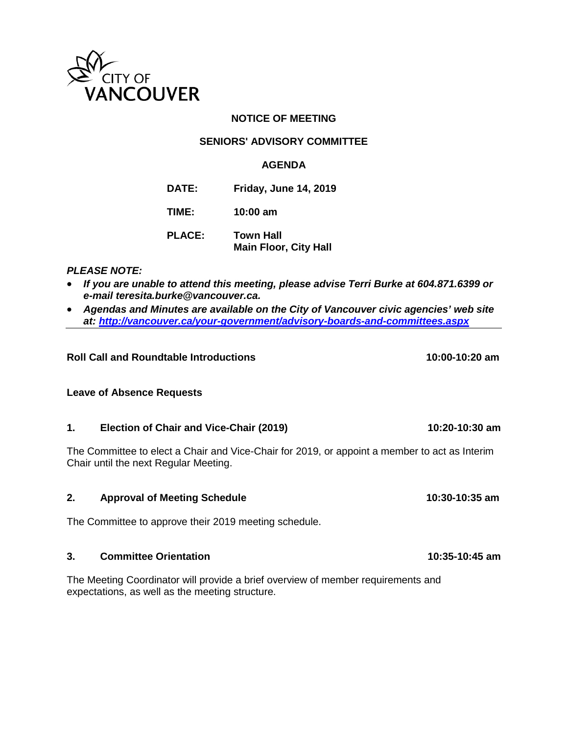CITY OF VANCOUVER

**NOTICE OF MEETING**

**SENIORS' ADVISORY COMMITTEE**

**AGENDA**

**DATE:** **Friday, June 14, 2019**

**TIME:** **10:00 am**

**PLACE:** **Town Hall**
**Main Floor, City Hall**

***PLEASE NOTE:***

- ***If you are unable to attend this meeting, please advise Terri Burke at 604.871.6399 or e-mail teresita.burke@vancouver.ca.***
- ***Agendas and Minutes are available on the City of Vancouver civic agencies' web site at: http://vancouver.ca/your-government/advisory-boards-and-committees.aspx***

---

**Roll Call and Roundtable Introductions** **10:00-10:20 am**

**Leave of Absence Requests**

**1. Election of Chair and Vice-Chair (2019)** **10:20-10:30 am**

The Committee to elect a Chair and Vice-Chair for 2019, or appoint a member to act as Interim Chair until the next Regular Meeting.

**2. Approval of Meeting Schedule** **10:30-10:35 am**

The Committee to approve their 2019 meeting schedule.

**3. Committee Orientation** **10:35-10:45 am**

The Meeting Coordinator will provide a brief overview of member requirements and expectations, as well as the meeting structure.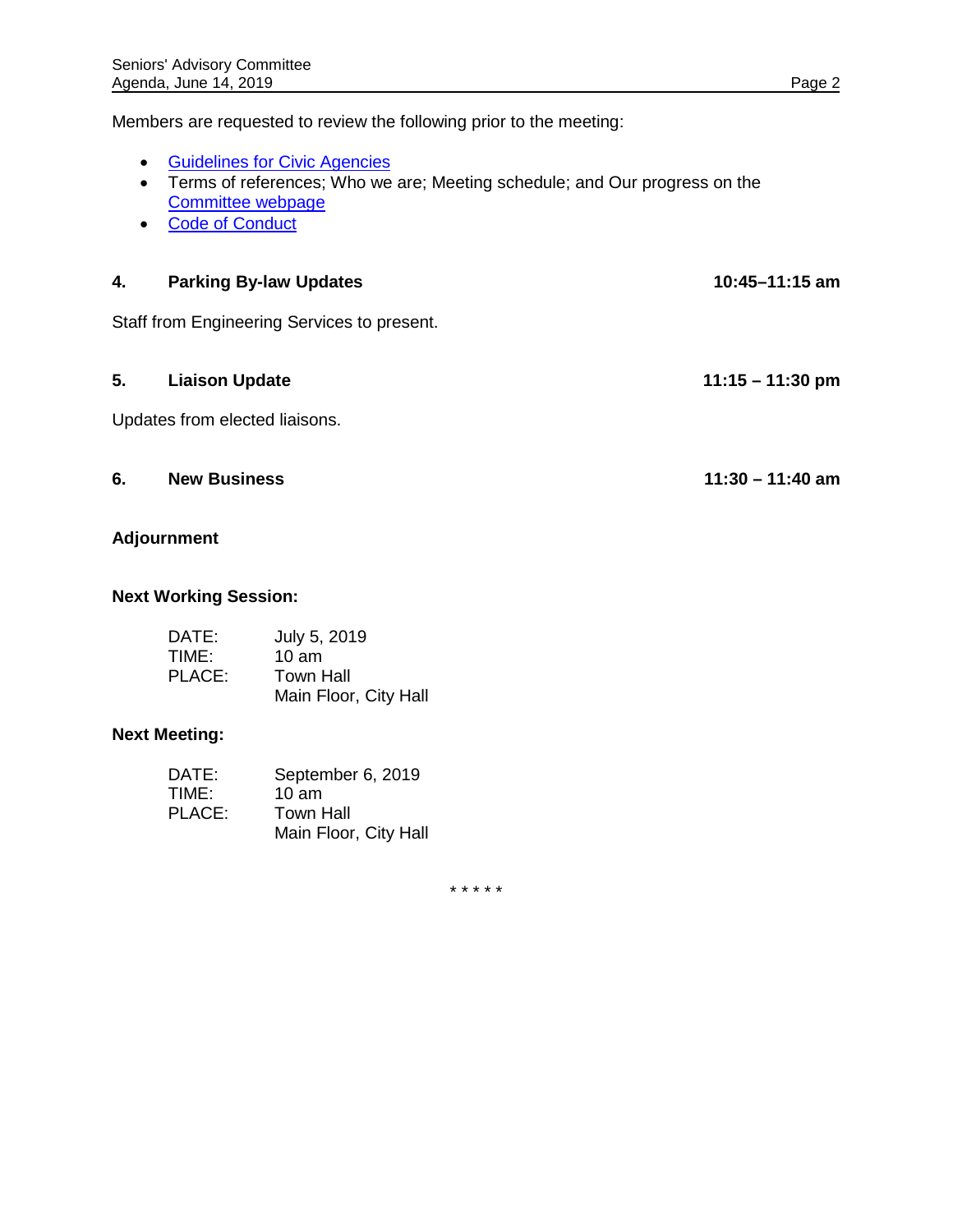Members are requested to review the following prior to the meeting:

- Guidelines for Civic Agencies
- Terms of references; Who we are; Meeting schedule; and Our progress on the Committee webpage
- Code of Conduct

## 4. Parking By-law Updates 10:45–11:15 am

Staff from Engineering Services to present.

## 5. Liaison Update 11:15 – 11:30 pm

Updates from elected liaisons.

## 6. New Business 11:30 – 11:40 am

## Adjournment

**Next Working Session:**

DATE: July 5, 2019
TIME: 10 am
PLACE: Town Hall
Main Floor, City Hall

**Next Meeting:**

DATE: September 6, 2019
TIME: 10 am
PLACE: Town Hall
Main Floor, City Hall

* * * * *